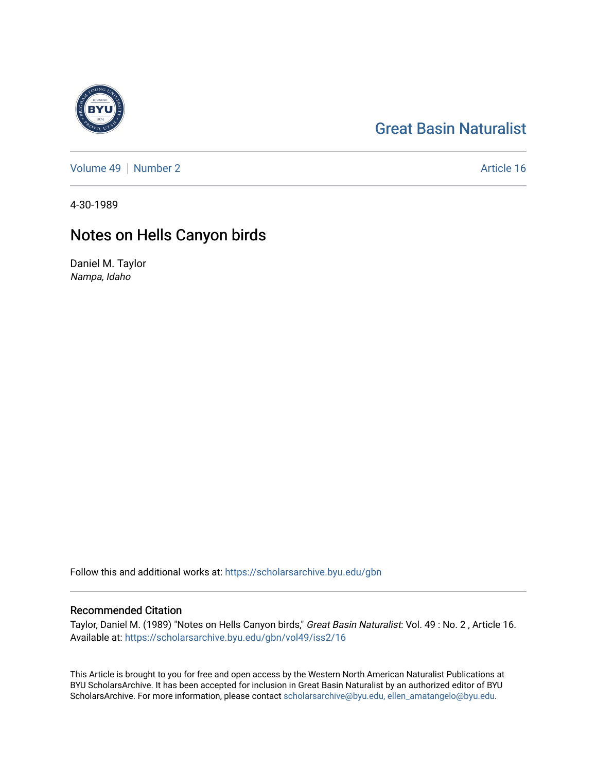Great Basin Naturalist

Volume 49 | Number 2

Article 16

4-30-1989

# Notes on Hells Canyon birds

Daniel M. Taylor
*Nampa, Idaho*

Follow this and additional works at: https://scholarsarchive.byu.edu/gbn

## Recommended Citation

Taylor, Daniel M. (1989) "Notes on Hells Canyon birds," *Great Basin Naturalist*: Vol. 49 : No. 2 , Article 16.
Available at: https://scholarsarchive.byu.edu/gbn/vol49/iss2/16

This Article is brought to you for free and open access by the Western North American Naturalist Publications at BYU ScholarsArchive. It has been accepted for inclusion in Great Basin Naturalist by an authorized editor of BYU ScholarsArchive. For more information, please contact scholarsarchive@byu.edu, ellen_amatangelo@byu.edu.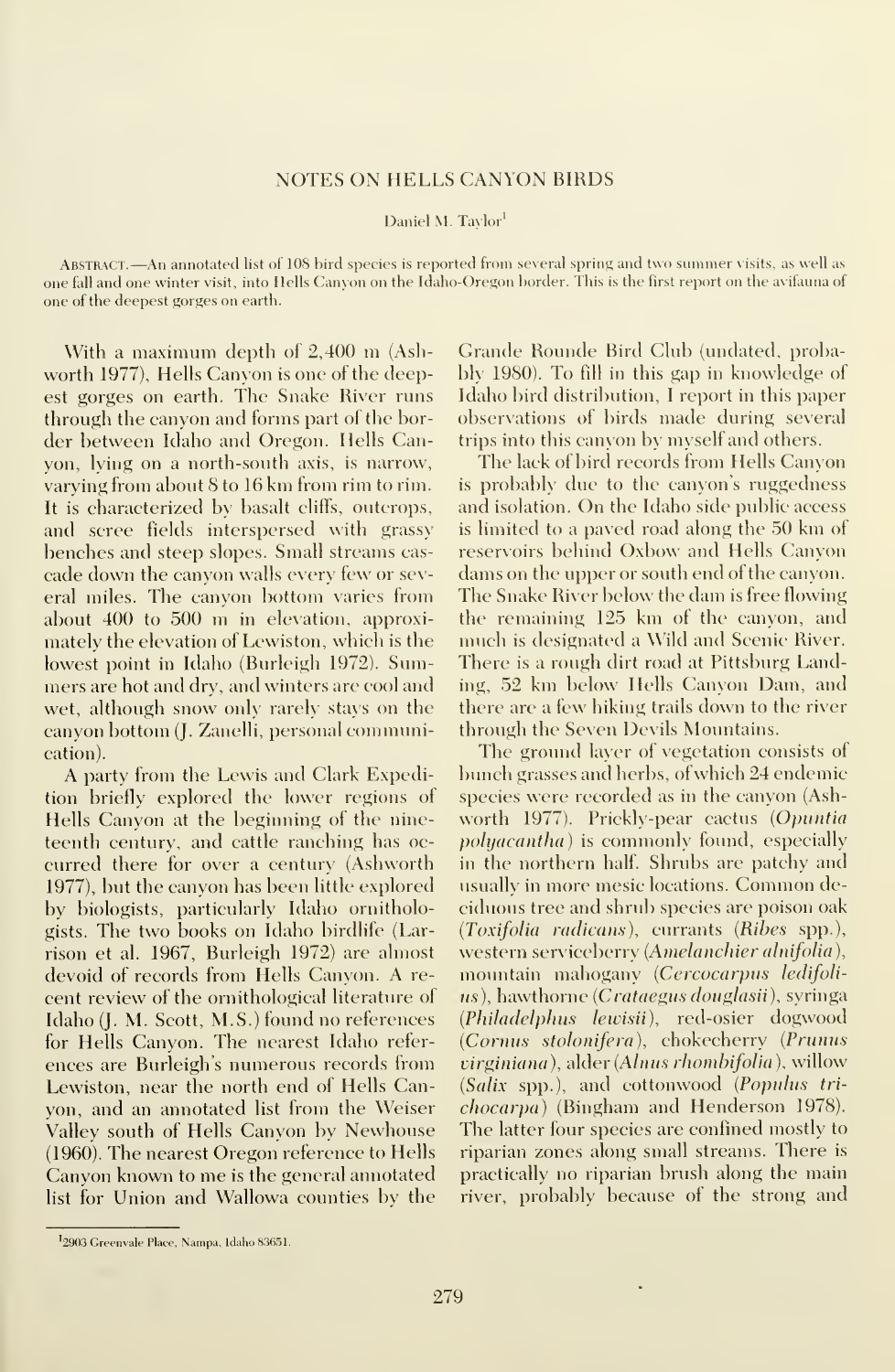# NOTES ON HELLS CANYON BIRDS

Daniel M. Taylor[1]

ABSTRACT.—An annotated list of 108 bird species is reported from several spring and two summer visits, as well as one fall and one winter visit, into Hells Canyon on the Idaho-Oregon border. This is the first report on the avifauna of one of the deepest gorges on earth.

With a maximum depth of 2,400 m (Ashworth 1977), Hells Canyon is one of the deepest gorges on earth. The Snake River runs through the canyon and forms part of the border between Idaho and Oregon. Hells Canyon, lying on a north-south axis, is narrow, varying from about 8 to 16 km from rim to rim. It is characterized by basalt cliffs, outcrops, and scree fields interspersed with grassy benches and steep slopes. Small streams cascade down the canyon walls every few or several miles. The canyon bottom varies from about 400 to 500 m in elevation, approximately the elevation of Lewiston, which is the lowest point in Idaho (Burleigh 1972). Summers are hot and dry, and winters are cool and wet, although snow only rarely stays on the canyon bottom (J. Zanelli, personal communication).

A party from the Lewis and Clark Expedition briefly explored the lower regions of Hells Canyon at the beginning of the nineteenth century, and cattle ranching has occurred there for over a century (Ashworth 1977), but the canyon has been little explored by biologists, particularly Idaho ornithologists. The two books on Idaho birdlife (Larrison et al. 1967, Burleigh 1972) are almost devoid of records from Hells Canyon. A recent review of the ornithological literature of Idaho (J. M. Scott, M.S.) found no references for Hells Canyon. The nearest Idaho references are Burleigh's numerous records from Lewiston, near the north end of Hells Canyon, and an annotated list from the Weiser Valley south of Hells Canyon by Newhouse (1960). The nearest Oregon reference to Hells Canyon known to me is the general annotated list for Union and Wallowa counties by the Grande Rounde Bird Club (undated, probably 1980). To fill in this gap in knowledge of Idaho bird distribution, I report in this paper observations of birds made during several trips into this canyon by myself and others.

The lack of bird records from Hells Canyon is probably due to the canyon's ruggedness and isolation. On the Idaho side public access is limited to a paved road along the 50 km of reservoirs behind Oxbow and Hells Canyon dams on the upper or south end of the canyon. The Snake River below the dam is free flowing the remaining 125 km of the canyon, and much is designated a Wild and Scenic River. There is a rough dirt road at Pittsburg Landing, 52 km below Hells Canyon Dam, and there are a few hiking trails down to the river through the Seven Devils Mountains.

The ground layer of vegetation consists of bunch grasses and herbs, of which 24 endemic species were recorded as in the canyon (Ashworth 1977). Prickly-pear cactus (*Opuntia polyacantha*) is commonly found, especially in the northern half. Shrubs are patchy and usually in more mesic locations. Common deciduous tree and shrub species are poison oak (*Toxifolia radicans*), currants (*Ribes* spp.), western serviceberry (*Amelanchier alnifolia*), mountain mahogany (*Cercocarpus ledifolius*), hawthorne (*Crataegus douglasii*), syringa (*Philadelphus lewisii*), red-osier dogwood (*Cornus stolonifera*), chokecherry (*Prunus virginiana*), alder (*Alnus rhombifolia*), willow (*Salix* spp.), and cottonwood (*Populus trichocarpa*) (Bingham and Henderson 1978). The latter four species are confined mostly to riparian zones along small streams. There is practically no riparian brush along the main river, probably because of the strong and

[1]2903 Greenvale Place, Nampa, Idaho 83651.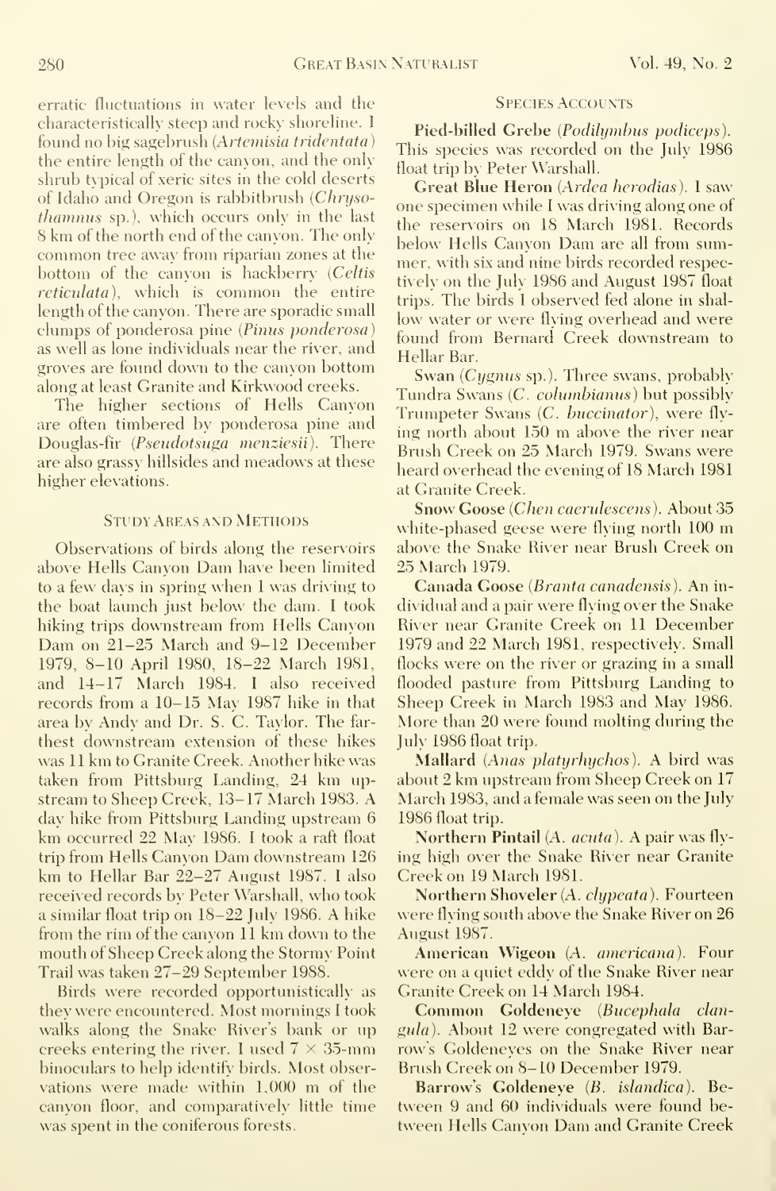erratic fluctuations in water levels and the characteristically steep and rocky shoreline. I found no big sagebrush (*Artemisia tridentata*) the entire length of the canyon, and the only shrub typical of xeric sites in the cold deserts of Idaho and Oregon is rabbitbrush (*Chrysothamnus* sp.), which occurs only in the last 8 km of the north end of the canyon. The only common tree away from riparian zones at the bottom of the canyon is hackberry (*Celtis reticulata*), which is common the entire length of the canyon. There are sporadic small clumps of ponderosa pine (*Pinus ponderosa*) as well as lone individuals near the river, and groves are found down to the canyon bottom along at least Granite and Kirkwood creeks.

The higher sections of Hells Canyon are often timbered by ponderosa pine and Douglas-fir (*Pseudotsuga menziesii*). There are also grassy hillsides and meadows at these higher elevations.

## Study Areas and Methods

Observations of birds along the reservoirs above Hells Canyon Dam have been limited to a few days in spring when I was driving to the boat launch just below the dam. I took hiking trips downstream from Hells Canyon Dam on 21–25 March and 9–12 December 1979, 8–10 April 1980, 18–22 March 1981, and 14–17 March 1984. I also received records from a 10–15 May 1987 hike in that area by Andy and Dr. S. C. Taylor. The farthest downstream extension of these hikes was 11 km to Granite Creek. Another hike was taken from Pittsburg Landing, 24 km upstream to Sheep Creek, 13–17 March 1983. A day hike from Pittsburg Landing upstream 6 km occurred 22 May 1986. I took a raft float trip from Hells Canyon Dam downstream 126 km to Hellar Bar 22–27 August 1987. I also received records by Peter Warshall, who took a similar float trip on 18–22 July 1986. A hike from the rim of the canyon 11 km down to the mouth of Sheep Creek along the Stormy Point Trail was taken 27–29 September 1988.

Birds were recorded opportunistically as they were encountered. Most mornings I took walks along the Snake River's bank or up creeks entering the river. I used 7 × 35-mm binoculars to help identify birds. Most observations were made within 1,000 m of the canyon floor, and comparatively little time was spent in the coniferous forests.

## Species Accounts

**Pied-billed Grebe** (*Podilymbus podiceps*). This species was recorded on the July 1986 float trip by Peter Warshall.

**Great Blue Heron** (*Ardea herodias*). I saw one specimen while I was driving along one of the reservoirs on 18 March 1981. Records below Hells Canyon Dam are all from summer, with six and nine birds recorded respectively on the July 1986 and August 1987 float trips. The birds I observed fed alone in shallow water or were flying overhead and were found from Bernard Creek downstream to Hellar Bar.

**Swan** (*Cygnus* sp.). Three swans, probably Tundra Swans (*C. columbianus*) but possibly Trumpeter Swans (*C. buccinator*), were flying north about 150 m above the river near Brush Creek on 25 March 1979. Swans were heard overhead the evening of 18 March 1981 at Granite Creek.

**Snow Goose** (*Chen caerulescens*). About 35 white-phased geese were flying north 100 m above the Snake River near Brush Creek on 25 March 1979.

**Canada Goose** (*Branta canadensis*). An individual and a pair were flying over the Snake River near Granite Creek on 11 December 1979 and 22 March 1981, respectively. Small flocks were on the river or grazing in a small flooded pasture from Pittsburg Landing to Sheep Creek in March 1983 and May 1986. More than 20 were found molting during the July 1986 float trip.

**Mallard** (*Anas platyrhychos*). A bird was about 2 km upstream from Sheep Creek on 17 March 1983, and a female was seen on the July 1986 float trip.

**Northern Pintail** (*A. acuta*). A pair was flying high over the Snake River near Granite Creek on 19 March 1981.

**Northern Shoveler** (*A. clypeata*). Fourteen were flying south above the Snake River on 26 August 1987.

**American Wigeon** (*A. americana*). Four were on a quiet eddy of the Snake River near Granite Creek on 14 March 1984.

**Common Goldeneye** (*Bucephala clangula*). About 12 were congregated with Barrow's Goldeneyes on the Snake River near Brush Creek on 8–10 December 1979.

**Barrow's Goldeneye** (*B. islandica*). Between 9 and 60 individuals were found between Hells Canyon Dam and Granite Creek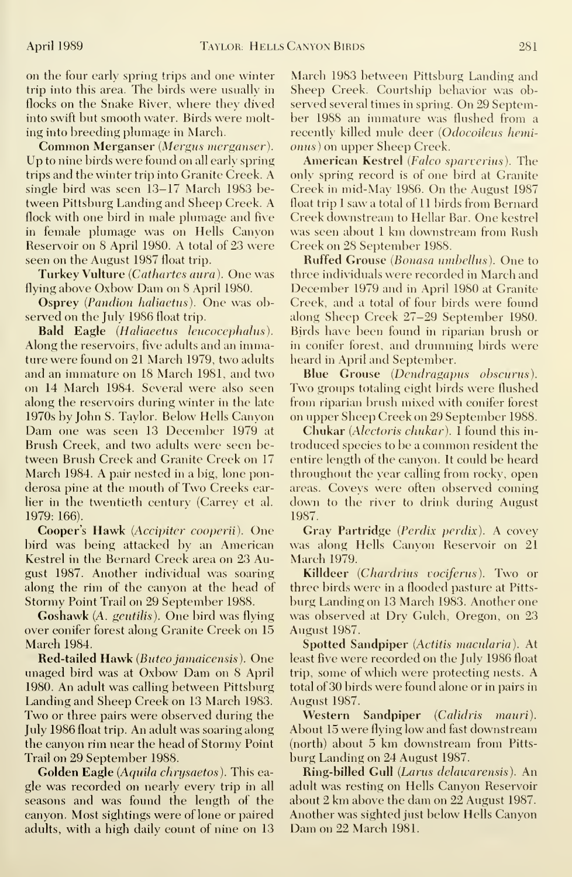on the four early spring trips and one winter trip into this area. The birds were usually in flocks on the Snake River, where they dived into swift but smooth water. Birds were molting into breeding plumage in March.

**Common Merganser** (*Mergus merganser*). Up to nine birds were found on all early spring trips and the winter trip into Granite Creek. A single bird was seen 13–17 March 1983 between Pittsburg Landing and Sheep Creek. A flock with one bird in male plumage and five in female plumage was on Hells Canyon Reservoir on 8 April 1980. A total of 23 were seen on the August 1987 float trip.

**Turkey Vulture** (*Cathartes aura*). One was flying above Oxbow Dam on 8 April 1980.

**Osprey** (*Pandion haliaetus*). One was observed on the July 1986 float trip.

**Bald Eagle** (*Haliaeetus leucocephalus*). Along the reservoirs, five adults and an immature were found on 21 March 1979, two adults and an immature on 18 March 1981, and two on 14 March 1984. Several were also seen along the reservoirs during winter in the late 1970s by John S. Taylor. Below Hells Canyon Dam one was seen 13 December 1979 at Brush Creek, and two adults were seen between Brush Creek and Granite Creek on 17 March 1984. A pair nested in a big, lone ponderosa pine at the mouth of Two Creeks earlier in the twentieth century (Carrey et al. 1979: 166).

**Cooper's Hawk** (*Accipiter cooperii*). One bird was being attacked by an American Kestrel in the Bernard Creek area on 23 August 1987. Another individual was soaring along the rim of the canyon at the head of Stormy Point Trail on 29 September 1988.

**Goshawk** (*A. gentilis*). One bird was flying over conifer forest along Granite Creek on 15 March 1984.

**Red-tailed Hawk** (*Buteo jamaicensis*). One unaged bird was at Oxbow Dam on 8 April 1980. An adult was calling between Pittsburg Landing and Sheep Creek on 13 March 1983. Two or three pairs were observed during the July 1986 float trip. An adult was soaring along the canyon rim near the head of Stormy Point Trail on 29 September 1988.

**Golden Eagle** (*Aquila chrysaetos*). This eagle was recorded on nearly every trip in all seasons and was found the length of the canyon. Most sightings were of lone or paired adults, with a high daily count of nine on 13 March 1983 between Pittsburg Landing and Sheep Creek. Courtship behavior was observed several times in spring. On 29 September 1988 an immature was flushed from a recently killed mule deer (*Odocoileus hemionus*) on upper Sheep Creek.

**American Kestrel** (*Falco sparverius*). The only spring record is of one bird at Granite Creek in mid-May 1986. On the August 1987 float trip I saw a total of 11 birds from Bernard Creek downstream to Hellar Bar. One kestrel was seen about 1 km downstream from Rush Creek on 28 September 1988.

**Ruffed Grouse** (*Bonasa umbellus*). One to three individuals were recorded in March and December 1979 and in April 1980 at Granite Creek, and a total of four birds were found along Sheep Creek 27–29 September 1980. Birds have been found in riparian brush or in conifer forest, and drumming birds were heard in April and September.

**Blue Grouse** (*Dendragapus obscurus*). Two groups totaling eight birds were flushed from riparian brush mixed with conifer forest on upper Sheep Creek on 29 September 1988.

**Chukar** (*Alectoris chukar*). I found this introduced species to be a common resident the entire length of the canyon. It could be heard throughout the year calling from rocky, open areas. Coveys were often observed coming down to the river to drink during August 1987.

**Gray Partridge** (*Perdix perdix*). A covey was along Hells Canyon Reservoir on 21 March 1979.

**Killdeer** (*Chardrius vociferus*). Two or three birds were in a flooded pasture at Pittsburg Landing on 13 March 1983. Another one was observed at Dry Gulch, Oregon, on 23 August 1987.

**Spotted Sandpiper** (*Actitis macularia*). At least five were recorded on the July 1986 float trip, some of which were protecting nests. A total of 30 birds were found alone or in pairs in August 1987.

**Western Sandpiper** (*Calidris mauri*). About 15 were flying low and fast downstream (north) about 5 km downstream from Pittsburg Landing on 24 August 1987.

**Ring-billed Gull** (*Larus delawarensis*). An adult was resting on Hells Canyon Reservoir about 2 km above the dam on 22 August 1987. Another was sighted just below Hells Canyon Dam on 22 March 1981.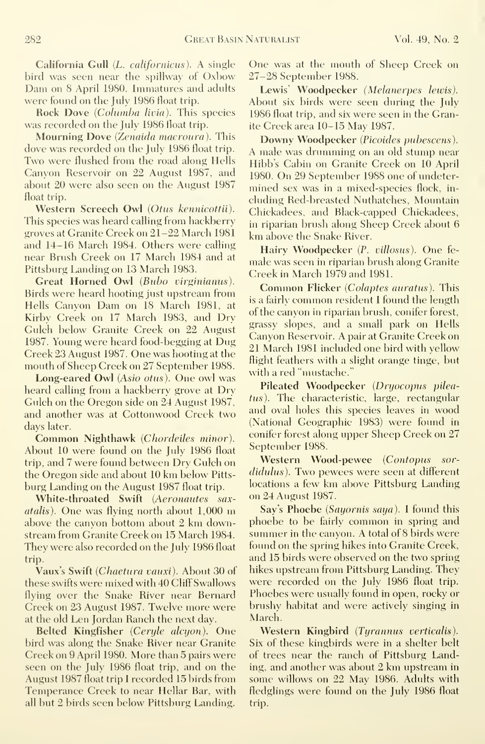**California Gull** (*L. californicus*). A single bird was seen near the spillway of Oxbow Dam on 8 April 1980. Immatures and adults were found on the July 1986 float trip.

**Rock Dove** (*Columba livia*). This species was recorded on the July 1986 float trip.

**Mourning Dove** (*Zenaida macroura*). This dove was recorded on the July 1986 float trip. Two were flushed from the road along Hells Canyon Reservoir on 22 August 1987, and about 20 were also seen on the August 1987 float trip.

**Western Screech Owl** (*Otus kennicottii*). This species was heard calling from hackberry groves at Granite Creek on 21–22 March 1981 and 14–16 March 1984. Others were calling near Brush Creek on 17 March 1984 and at Pittsburg Landing on 13 March 1983.

**Great Horned Owl** (*Bubo virginianus*). Birds were heard hooting just upstream from Hells Canyon Dam on 18 March 1981, at Kirby Creek on 17 March 1983, and Dry Gulch below Granite Creek on 22 August 1987. Young were heard food-begging at Dug Creek 23 August 1987. One was hooting at the mouth of Sheep Creek on 27 September 1988.

**Long-eared Owl** (*Asio otus*). One owl was heard calling from a hackberry grove at Dry Gulch on the Oregon side on 24 August 1987, and another was at Cottonwood Creek two days later.

**Common Nighthawk** (*Chordeiles minor*). About 10 were found on the July 1986 float trip, and 7 were found between Dry Gulch on the Oregon side and about 10 km below Pittsburg Landing on the August 1987 float trip.

**White-throated Swift** (*Aeronautes saxatalis*). One was flying north about 1,000 m above the canyon bottom about 2 km downstream from Granite Creek on 15 March 1984. They were also recorded on the July 1986 float trip.

**Vaux's Swift** (*Chaetura vauxi*). About 30 of these swifts were mixed with 40 Cliff Swallows flying over the Snake River near Bernard Creek on 23 August 1987. Twelve more were at the old Len Jordan Ranch the next day.

**Belted Kingfisher** (*Ceryle alcyon*). One bird was along the Snake River near Granite Creek on 9 April 1980. More than 5 pairs were seen on the July 1986 float trip, and on the August 1987 float trip I recorded 15 birds from Temperance Creek to near Hellar Bar, with all but 2 birds seen below Pittsburg Landing. One was at the mouth of Sheep Creek on 27–28 September 1988.

**Lewis' Woodpecker** (*Melanerpes lewis*). About six birds were seen during the July 1986 float trip, and six were seen in the Granite Creek area 10–15 May 1987.

**Downy Woodpecker** (*Picoides pubescens*). A male was drumming on an old stump near Hibb's Cabin on Granite Creek on 10 April 1980. On 29 September 1988 one of undetermined sex was in a mixed-species flock, including Red-breasted Nuthatches, Mountain Chickadees, and Black-capped Chickadees, in riparian brush along Sheep Creek about 6 km above the Snake River.

**Hairy Woodpecker** (*P. villosus*). One female was seen in riparian brush along Granite Creek in March 1979 and 1981.

**Common Flicker** (*Colaptes auratus*). This is a fairly common resident I found the length of the canyon in riparian brush, conifer forest, grassy slopes, and a small park on Hells Canyon Reservoir. A pair at Granite Creek on 21 March 1981 included one bird with yellow flight feathers with a slight orange tinge, but with a red "mustache."

**Pileated Woodpecker** (*Dryocopus pileatus*). The characteristic, large, rectangular and oval holes this species leaves in wood (National Geographic 1983) were found in conifer forest along upper Sheep Creek on 27 September 1988.

**Western Wood-pewee** (*Contopus sordidulus*). Two pewees were seen at different locations a few km above Pittsburg Landing on 24 August 1987.

**Say's Phoebe** (*Sayornis saya*). I found this phoebe to be fairly common in spring and summer in the canyon. A total of 8 birds were found on the spring hikes into Granite Creek, and 15 birds were observed on the two spring hikes upstream from Pittsburg Landing. They were recorded on the July 1986 float trip. Phoebes were usually found in open, rocky or brushy habitat and were actively singing in March.

**Western Kingbird** (*Tyrannus verticalis*). Six of these kingbirds were in a shelter belt of trees near the ranch of Pittsburg Landing, and another was about 2 km upstream in some willows on 22 May 1986. Adults with fledglings were found on the July 1986 float trip.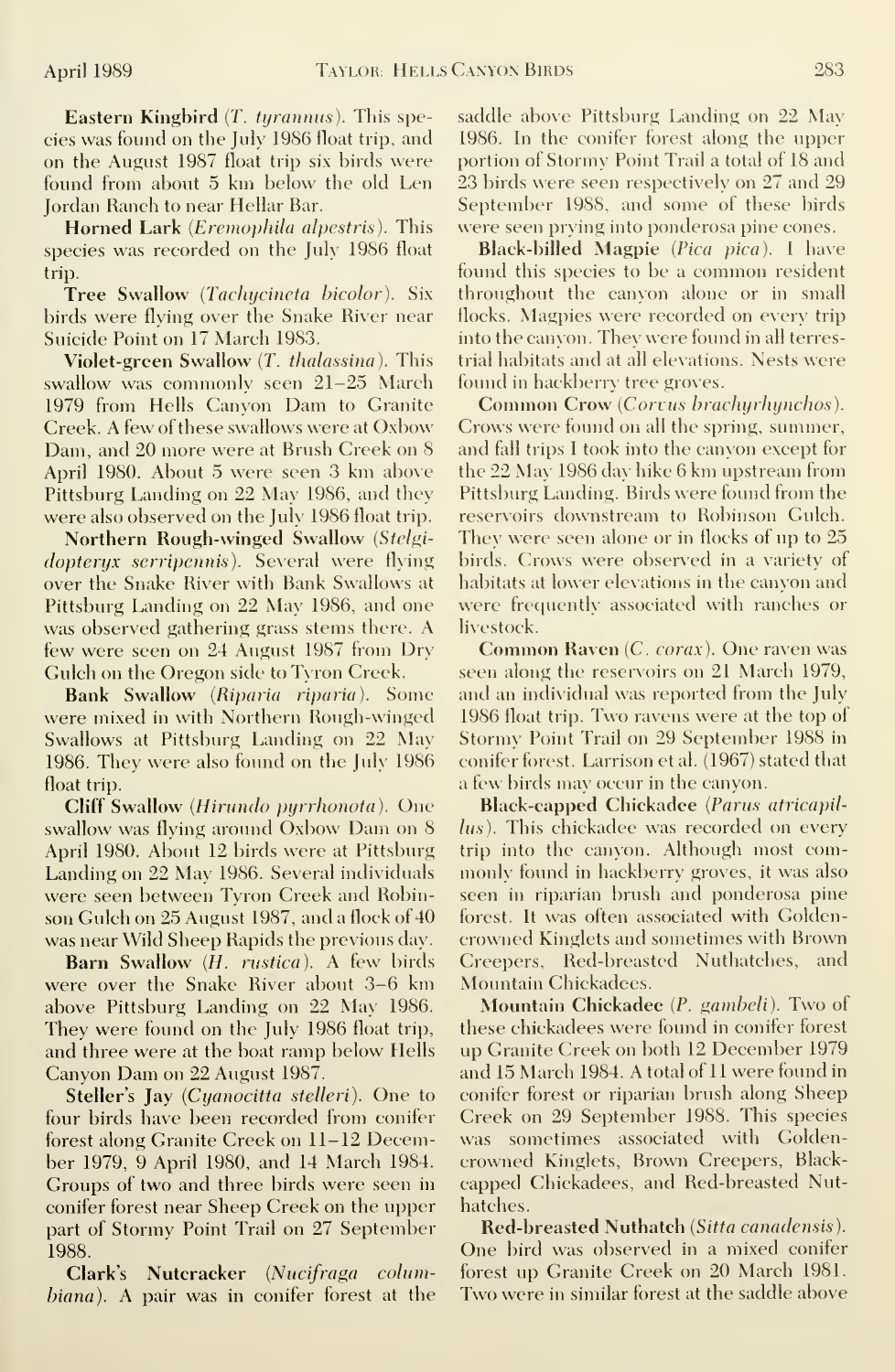**Eastern Kingbird** (*T. tyrannus*). This species was found on the July 1986 float trip, and on the August 1987 float trip six birds were found from about 5 km below the old Len Jordan Ranch to near Hellar Bar.

**Horned Lark** (*Eremophila alpestris*). This species was recorded on the July 1986 float trip.

**Tree Swallow** (*Tachycineta bicolor*). Six birds were flying over the Snake River near Suicide Point on 17 March 1983.

**Violet-green Swallow** (*T. thalassina*). This swallow was commonly seen 21–25 March 1979 from Hells Canyon Dam to Granite Creek. A few of these swallows were at Oxbow Dam, and 20 more were at Brush Creek on 8 April 1980. About 5 were seen 3 km above Pittsburg Landing on 22 May 1986, and they were also observed on the July 1986 float trip.

**Northern Rough-winged Swallow** (*Stelgidopteryx serripennis*). Several were flying over the Snake River with Bank Swallows at Pittsburg Landing on 22 May 1986, and one was observed gathering grass stems there. A few were seen on 24 August 1987 from Dry Gulch on the Oregon side to Tyron Creek.

**Bank Swallow** (*Riparia riparia*). Some were mixed in with Northern Rough-winged Swallows at Pittsburg Landing on 22 May 1986. They were also found on the July 1986 float trip.

**Cliff Swallow** (*Hirundo pyrrhonota*). One swallow was flying around Oxbow Dam on 8 April 1980. About 12 birds were at Pittsburg Landing on 22 May 1986. Several individuals were seen between Tyron Creek and Robinson Gulch on 25 August 1987, and a flock of 40 was near Wild Sheep Rapids the previous day.

**Barn Swallow** (*H. rustica*). A few birds were over the Snake River about 3–6 km above Pittsburg Landing on 22 May 1986. They were found on the July 1986 float trip, and three were at the boat ramp below Hells Canyon Dam on 22 August 1987.

**Steller's Jay** (*Cyanocitta stelleri*). One to four birds have been recorded from conifer forest along Granite Creek on 11–12 December 1979, 9 April 1980, and 14 March 1984. Groups of two and three birds were seen in conifer forest near Sheep Creek on the upper part of Stormy Point Trail on 27 September 1988.

**Clark's Nutcracker** (*Nucifraga columbiana*). A pair was in conifer forest at the saddle above Pittsburg Landing on 22 May 1986. In the conifer forest along the upper portion of Stormy Point Trail a total of 18 and 23 birds were seen respectively on 27 and 29 September 1988, and some of these birds were seen prying into ponderosa pine cones.

**Black-billed Magpie** (*Pica pica*). I have found this species to be a common resident throughout the canyon alone or in small flocks. Magpies were recorded on every trip into the canyon. They were found in all terrestrial habitats and at all elevations. Nests were found in hackberry tree groves.

**Common Crow** (*Corvus brachyrhynchos*). Crows were found on all the spring, summer, and fall trips I took into the canyon except for the 22 May 1986 day hike 6 km upstream from Pittsburg Landing. Birds were found from the reservoirs downstream to Robinson Gulch. They were seen alone or in flocks of up to 25 birds. Crows were observed in a variety of habitats at lower elevations in the canyon and were frequently associated with ranches or livestock.

**Common Raven** (*C. corax*). One raven was seen along the reservoirs on 21 March 1979, and an individual was reported from the July 1986 float trip. Two ravens were at the top of Stormy Point Trail on 29 September 1988 in conifer forest. Larrison et al. (1967) stated that a few birds may occur in the canyon.

**Black-capped Chickadee** (*Parus atricapillus*). This chickadee was recorded on every trip into the canyon. Although most commonly found in hackberry groves, it was also seen in riparian brush and ponderosa pine forest. It was often associated with Golden-crowned Kinglets and sometimes with Brown Creepers, Red-breasted Nuthatches, and Mountain Chickadees.

**Mountain Chickadee** (*P. gambeli*). Two of these chickadees were found in conifer forest up Granite Creek on both 12 December 1979 and 15 March 1984. A total of 11 were found in conifer forest or riparian brush along Sheep Creek on 29 September 1988. This species was sometimes associated with Golden-crowned Kinglets, Brown Creepers, Black-capped Chickadees, and Red-breasted Nuthatches.

**Red-breasted Nuthatch** (*Sitta canadensis*). One bird was observed in a mixed conifer forest up Granite Creek on 20 March 1981. Two were in similar forest at the saddle above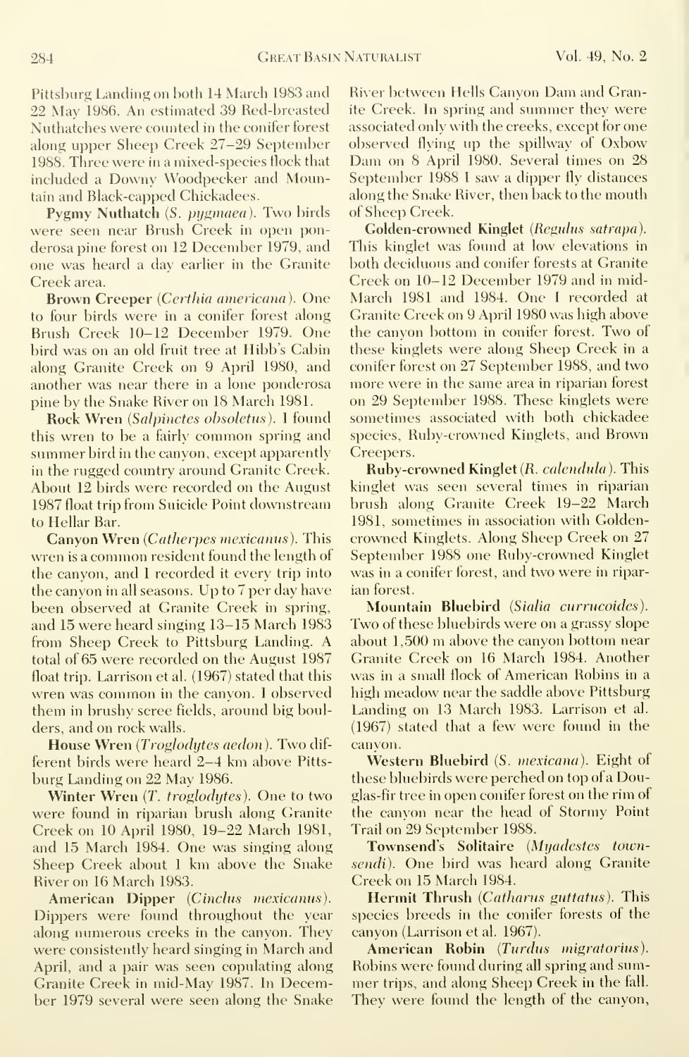Pittsburg Landing on both 14 March 1983 and 22 May 1986. An estimated 39 Red-breasted Nuthatches were counted in the conifer forest along upper Sheep Creek 27–29 September 1988. Three were in a mixed-species flock that included a Downy Woodpecker and Mountain and Black-capped Chickadees.

**Pygmy Nuthatch** (*S. pygmaea*). Two birds were seen near Brush Creek in open ponderosa pine forest on 12 December 1979, and one was heard a day earlier in the Granite Creek area.

**Brown Creeper** (*Certhia americana*). One to four birds were in a conifer forest along Brush Creek 10–12 December 1979. One bird was on an old fruit tree at Hibb's Cabin along Granite Creek on 9 April 1980, and another was near there in a lone ponderosa pine by the Snake River on 18 March 1981.

**Rock Wren** (*Salpinctes obsoletus*). I found this wren to be a fairly common spring and summer bird in the canyon, except apparently in the rugged country around Granite Creek. About 12 birds were recorded on the August 1987 float trip from Suicide Point downstream to Hellar Bar.

**Canyon Wren** (*Catherpes mexicanus*). This wren is a common resident found the length of the canyon, and I recorded it every trip into the canyon in all seasons. Up to 7 per day have been observed at Granite Creek in spring, and 15 were heard singing 13–15 March 1983 from Sheep Creek to Pittsburg Landing. A total of 65 were recorded on the August 1987 float trip. Larrison et al. (1967) stated that this wren was common in the canyon. I observed them in brushy scree fields, around big boulders, and on rock walls.

**House Wren** (*Troglodytes aedon*). Two different birds were heard 2–4 km above Pittsburg Landing on 22 May 1986.

**Winter Wren** (*T. troglodytes*). One to two were found in riparian brush along Granite Creek on 10 April 1980, 19–22 March 1981, and 15 March 1984. One was singing along Sheep Creek about 1 km above the Snake River on 16 March 1983.

**American Dipper** (*Cinclus mexicanus*). Dippers were found throughout the year along numerous creeks in the canyon. They were consistently heard singing in March and April, and a pair was seen copulating along Granite Creek in mid-May 1987. In December 1979 several were seen along the Snake River between Hells Canyon Dam and Granite Creek. In spring and summer they were associated only with the creeks, except for one observed flying up the spillway of Oxbow Dam on 8 April 1980. Several times on 28 September 1988 I saw a dipper fly distances along the Snake River, then back to the mouth of Sheep Creek.

**Golden-crowned Kinglet** (*Regulus satrapa*). This kinglet was found at low elevations in both deciduous and conifer forests at Granite Creek on 10–12 December 1979 and in mid-March 1981 and 1984. One I recorded at Granite Creek on 9 April 1980 was high above the canyon bottom in conifer forest. Two of these kinglets were along Sheep Creek in a conifer forest on 27 September 1988, and two more were in the same area in riparian forest on 29 September 1988. These kinglets were sometimes associated with both chickadee species, Ruby-crowned Kinglets, and Brown Creepers.

**Ruby-crowned Kinglet** (*R. calendula*). This kinglet was seen several times in riparian brush along Granite Creek 19–22 March 1981, sometimes in association with Golden-crowned Kinglets. Along Sheep Creek on 27 September 1988 one Ruby-crowned Kinglet was in a conifer forest, and two were in riparian forest.

**Mountain Bluebird** (*Sialia currucoides*). Two of these bluebirds were on a grassy slope about 1,500 m above the canyon bottom near Granite Creek on 16 March 1984. Another was in a small flock of American Robins in a high meadow near the saddle above Pittsburg Landing on 13 March 1983. Larrison et al. (1967) stated that a few were found in the canyon.

**Western Bluebird** (*S. mexicana*). Eight of these bluebirds were perched on top of a Douglas-fir tree in open conifer forest on the rim of the canyon near the head of Stormy Point Trail on 29 September 1988.

**Townsend's Solitaire** (*Myadestes townsendi*). One bird was heard along Granite Creek on 15 March 1984.

**Hermit Thrush** (*Catharus guttatus*). This species breeds in the conifer forests of the canyon (Larrison et al. 1967).

**American Robin** (*Turdus migratorius*). Robins were found during all spring and summer trips, and along Sheep Creek in the fall. They were found the length of the canyon,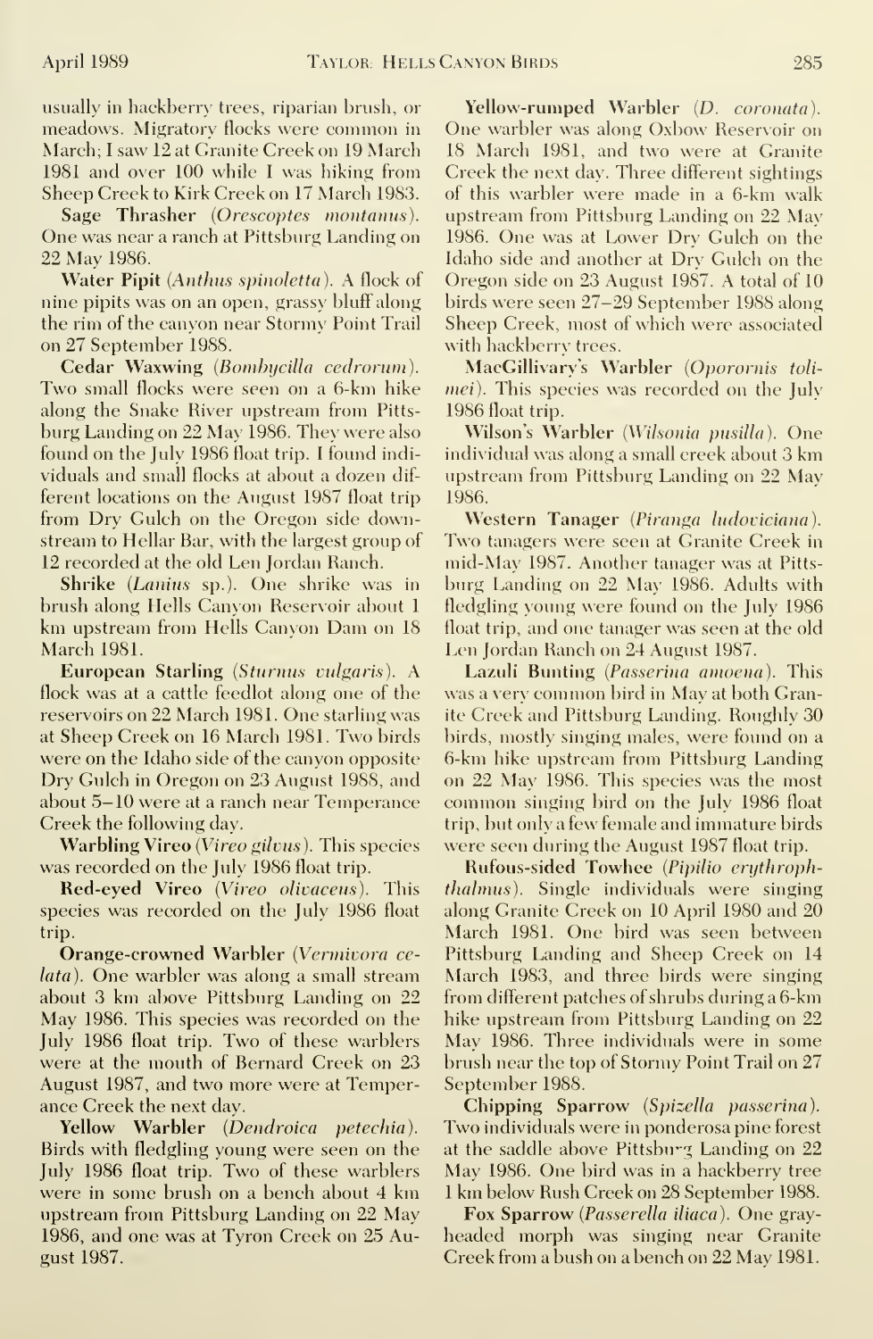usually in hackberry trees, riparian brush, or meadows. Migratory flocks were common in March; I saw 12 at Granite Creek on 19 March 1981 and over 100 while I was hiking from Sheep Creek to Kirk Creek on 17 March 1983.

**Sage Thrasher** (*Orescoptes montanus*). One was near a ranch at Pittsburg Landing on 22 May 1986.

**Water Pipit** (*Anthus spinoletta*). A flock of nine pipits was on an open, grassy bluff along the rim of the canyon near Stormy Point Trail on 27 September 1988.

**Cedar Waxwing** (*Bombycilla cedrorum*). Two small flocks were seen on a 6-km hike along the Snake River upstream from Pittsburg Landing on 22 May 1986. They were also found on the July 1986 float trip. I found individuals and small flocks at about a dozen different locations on the August 1987 float trip from Dry Gulch on the Oregon side downstream to Hellar Bar, with the largest group of 12 recorded at the old Len Jordan Ranch.

**Shrike** (*Lanius* sp.). One shrike was in brush along Hells Canyon Reservoir about 1 km upstream from Hells Canyon Dam on 18 March 1981.

**European Starling** (*Sturnus vulgaris*). A flock was at a cattle feedlot along one of the reservoirs on 22 March 1981. One starling was at Sheep Creek on 16 March 1981. Two birds were on the Idaho side of the canyon opposite Dry Gulch in Oregon on 23 August 1988, and about 5–10 were at a ranch near Temperance Creek the following day.

**Warbling Vireo** (*Vireo gilvus*). This species was recorded on the July 1986 float trip.

**Red-eyed Vireo** (*Vireo olivaceus*). This species was recorded on the July 1986 float trip.

**Orange-crowned Warbler** (*Vermivora celata*). One warbler was along a small stream about 3 km above Pittsburg Landing on 22 May 1986. This species was recorded on the July 1986 float trip. Two of these warblers were at the mouth of Bernard Creek on 23 August 1987, and two more were at Temperance Creek the next day.

**Yellow Warbler** (*Dendroica petechia*). Birds with fledgling young were seen on the July 1986 float trip. Two of these warblers were in some brush on a bench about 4 km upstream from Pittsburg Landing on 22 May 1986, and one was at Tyron Creek on 25 August 1987.

**Yellow-rumped Warbler** (*D. coronata*). One warbler was along Oxbow Reservoir on 18 March 1981, and two were at Granite Creek the next day. Three different sightings of this warbler were made in a 6-km walk upstream from Pittsburg Landing on 22 May 1986. One was at Lower Dry Gulch on the Idaho side and another at Dry Gulch on the Oregon side on 23 August 1987. A total of 10 birds were seen 27–29 September 1988 along Sheep Creek, most of which were associated with hackberry trees.

**MacGillivary's Warbler** (*Oporornis tolimei*). This species was recorded on the July 1986 float trip.

**Wilson's Warbler** (*Wilsonia pusilla*). One individual was along a small creek about 3 km upstream from Pittsburg Landing on 22 May 1986.

**Western Tanager** (*Piranga ludoviciana*). Two tanagers were seen at Granite Creek in mid-May 1987. Another tanager was at Pittsburg Landing on 22 May 1986. Adults with fledgling young were found on the July 1986 float trip, and one tanager was seen at the old Len Jordan Ranch on 24 August 1987.

**Lazuli Bunting** (*Passerina amoena*). This was a very common bird in May at both Granite Creek and Pittsburg Landing. Roughly 30 birds, mostly singing males, were found on a 6-km hike upstream from Pittsburg Landing on 22 May 1986. This species was the most common singing bird on the July 1986 float trip, but only a few female and immature birds were seen during the August 1987 float trip.

**Rufous-sided Towhee** (*Pipilio erythrophthalmus*). Single individuals were singing along Granite Creek on 10 April 1980 and 20 March 1981. One bird was seen between Pittsburg Landing and Sheep Creek on 14 March 1983, and three birds were singing from different patches of shrubs during a 6-km hike upstream from Pittsburg Landing on 22 May 1986. Three individuals were in some brush near the top of Stormy Point Trail on 27 September 1988.

**Chipping Sparrow** (*Spizella passerina*). Two individuals were in ponderosa pine forest at the saddle above Pittsburg Landing on 22 May 1986. One bird was in a hackberry tree 1 km below Rush Creek on 28 September 1988.

**Fox Sparrow** (*Passerella iliaca*). One gray-headed morph was singing near Granite Creek from a bush on a bench on 22 May 1981.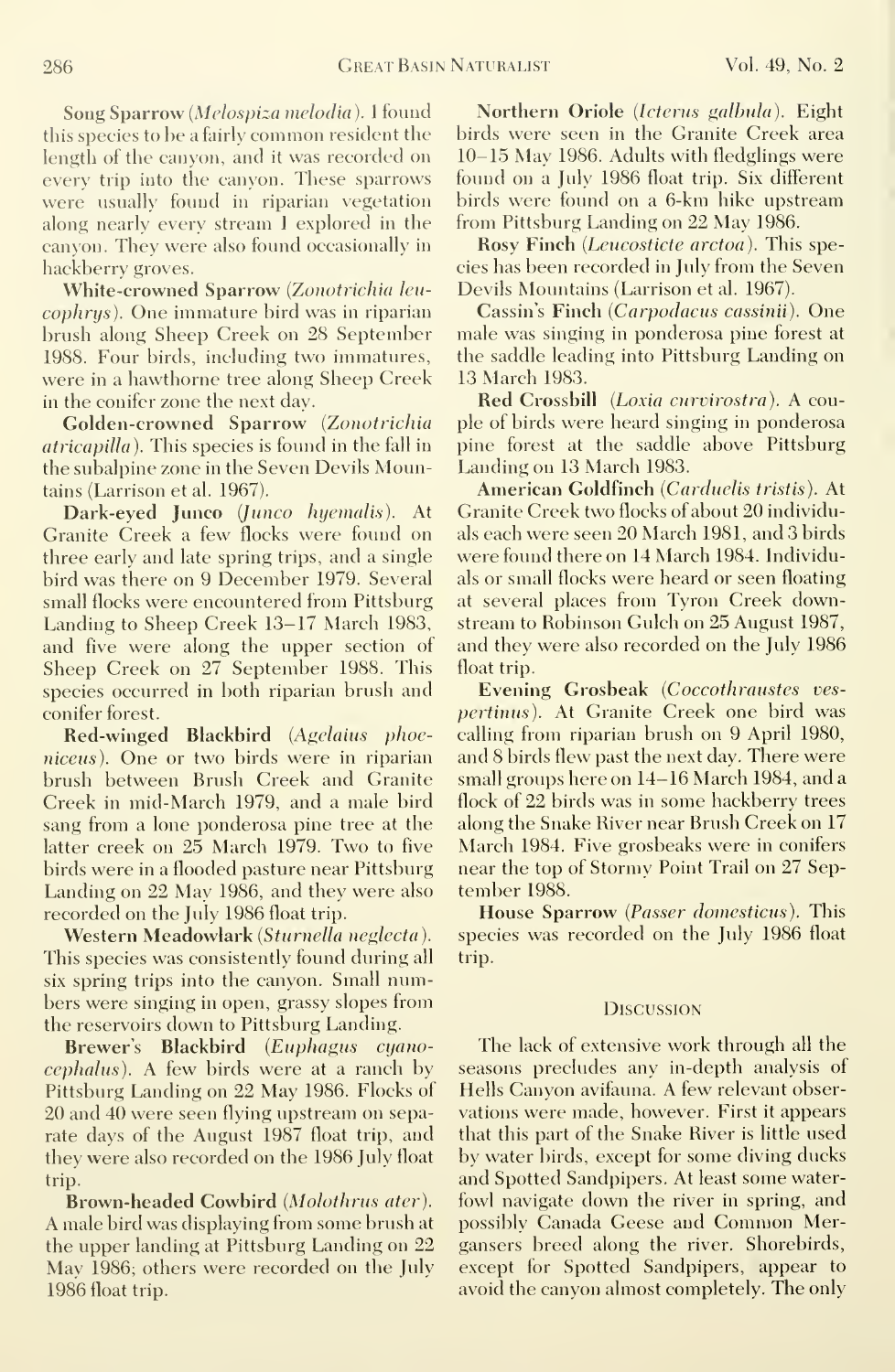**Song Sparrow** (*Melospiza melodia*). I found this species to be a fairly common resident the length of the canyon, and it was recorded on every trip into the canyon. These sparrows were usually found in riparian vegetation along nearly every stream I explored in the canyon. They were also found occasionally in hackberry groves.

**White-crowned Sparrow** (*Zonotrichia leucophrys*). One immature bird was in riparian brush along Sheep Creek on 28 September 1988. Four birds, including two immatures, were in a hawthorne tree along Sheep Creek in the conifer zone the next day.

**Golden-crowned Sparrow** (*Zonotrichia atricapilla*). This species is found in the fall in the subalpine zone in the Seven Devils Mountains (Larrison et al. 1967).

**Dark-eyed Junco** (*Junco hyemalis*). At Granite Creek a few flocks were found on three early and late spring trips, and a single bird was there on 9 December 1979. Several small flocks were encountered from Pittsburg Landing to Sheep Creek 13–17 March 1983, and five were along the upper section of Sheep Creek on 27 September 1988. This species occurred in both riparian brush and conifer forest.

**Red-winged Blackbird** (*Agelaius phoeniceus*). One or two birds were in riparian brush between Brush Creek and Granite Creek in mid-March 1979, and a male bird sang from a lone ponderosa pine tree at the latter creek on 25 March 1979. Two to five birds were in a flooded pasture near Pittsburg Landing on 22 May 1986, and they were also recorded on the July 1986 float trip.

**Western Meadowlark** (*Sturnella neglecta*). This species was consistently found during all six spring trips into the canyon. Small numbers were singing in open, grassy slopes from the reservoirs down to Pittsburg Landing.

**Brewer's Blackbird** (*Euphagus cyanocephalus*). A few birds were at a ranch by Pittsburg Landing on 22 May 1986. Flocks of 20 and 40 were seen flying upstream on separate days of the August 1987 float trip, and they were also recorded on the 1986 July float trip.

**Brown-headed Cowbird** (*Molothrus ater*). A male bird was displaying from some brush at the upper landing at Pittsburg Landing on 22 May 1986; others were recorded on the July 1986 float trip.

**Northern Oriole** (*Icterus galbula*). Eight birds were seen in the Granite Creek area 10–15 May 1986. Adults with fledglings were found on a July 1986 float trip. Six different birds were found on a 6-km hike upstream from Pittsburg Landing on 22 May 1986.

**Rosy Finch** (*Leucosticte arctoa*). This species has been recorded in July from the Seven Devils Mountains (Larrison et al. 1967).

**Cassin's Finch** (*Carpodacus cassinii*). One male was singing in ponderosa pine forest at the saddle leading into Pittsburg Landing on 13 March 1983.

**Red Crossbill** (*Loxia curvirostra*). A couple of birds were heard singing in ponderosa pine forest at the saddle above Pittsburg Landing on 13 March 1983.

**American Goldfinch** (*Carduelis tristis*). At Granite Creek two flocks of about 20 individuals each were seen 20 March 1981, and 3 birds were found there on 14 March 1984. Individuals or small flocks were heard or seen floating at several places from Tyron Creek downstream to Robinson Gulch on 25 August 1987, and they were also recorded on the July 1986 float trip.

**Evening Grosbeak** (*Coccothraustes vespertinus*). At Granite Creek one bird was calling from riparian brush on 9 April 1980, and 8 birds flew past the next day. There were small groups here on 14–16 March 1984, and a flock of 22 birds was in some hackberry trees along the Snake River near Brush Creek on 17 March 1984. Five grosbeaks were in conifers near the top of Stormy Point Trail on 27 September 1988.

**House Sparrow** (*Passer domesticus*). This species was recorded on the July 1986 float trip.

## Discussion

The lack of extensive work through all the seasons precludes any in-depth analysis of Hells Canyon avifauna. A few relevant observations were made, however. First it appears that this part of the Snake River is little used by water birds, except for some diving ducks and Spotted Sandpipers. At least some waterfowl navigate down the river in spring, and possibly Canada Geese and Common Mergansers breed along the river. Shorebirds, except for Spotted Sandpipers, appear to avoid the canyon almost completely. The only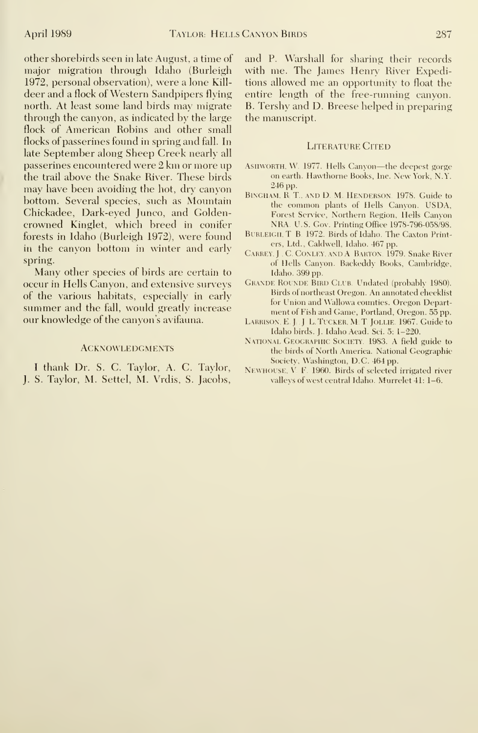other shorebirds seen in late August, a time of major migration through Idaho (Burleigh 1972, personal observation), were a lone Killdeer and a flock of Western Sandpipers flying north. At least some land birds may migrate through the canyon, as indicated by the large flock of American Robins and other small flocks of passerines found in spring and fall. In late September along Sheep Creek nearly all passerines encountered were 2 km or more up the trail above the Snake River. These birds may have been avoiding the hot, dry canyon bottom. Several species, such as Mountain Chickadee, Dark-eyed Junco, and Golden-crowned Kinglet, which breed in conifer forests in Idaho (Burleigh 1972), were found in the canyon bottom in winter and early spring.

Many other species of birds are certain to occur in Hells Canyon, and extensive surveys of the various habitats, especially in early summer and the fall, would greatly increase our knowledge of the canyon's avifauna.

## Acknowledgments

I thank Dr. S. C. Taylor, A. C. Taylor, J. S. Taylor, M. Settel, M. Vrdis, S. Jacobs, and P. Warshall for sharing their records with me. The James Henry River Expeditions allowed me an opportunity to float the entire length of the free-running canyon. B. Tershy and D. Breese helped in preparing the manuscript.

## Literature Cited

Ashworth, W. 1977. Hells Canyon—the deepest gorge on earth. Hawthorne Books, Inc. New York, N.Y. 246 pp.

Bingham, R. T., and D. M. Henderson. 1978. Guide to the common plants of Hells Canyon. USDA, Forest Service, Northern Region, Hells Canyon NRA. U.S. Gov. Printing Office 1978-796-058/98.

Burleigh, T. B. 1972. Birds of Idaho. The Caxton Printers, Ltd., Caldwell, Idaho. 467 pp.

Carrey, J. C. Conley, and A. Barton. 1979. Snake River of Hells Canyon. Backeddy Books, Cambridge, Idaho. 399 pp.

Grande Rounde Bird Club. Undated (probably 1980). Birds of northeast Oregon. An annotated checklist for Union and Wallowa counties. Oregon Department of Fish and Game, Portland, Oregon. 55 pp.

Larrison, E. J., J. L. Tucker, M. T. Jollie. 1967. Guide to Idaho birds. J. Idaho Acad. Sci. 5: 1–220.

National Geographic Society. 1983. A field guide to the birds of North America. National Geographic Society, Washington, D.C. 464 pp.

Newhouse, V. F. 1960. Birds of selected irrigated river valleys of west central Idaho. Murrelet 41: 1–6.